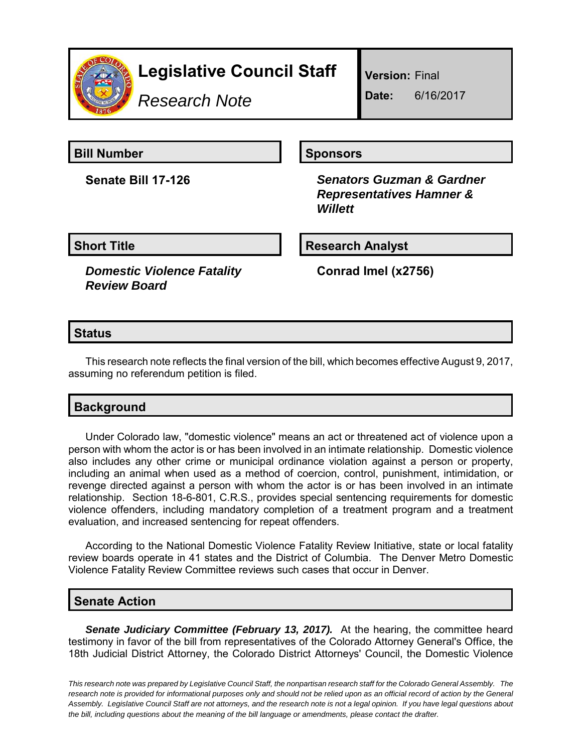# Legislative Council Staff

*Research Note*

**Version:** Final

**Date:** 6/16/2017

## Bill Number

**Senate Bill 17-126**

## Sponsors

***Senators Guzman & Gardner***
***Representatives Hamner & Willett***

## Short Title

***Domestic Violence Fatality Review Board***

## Research Analyst

**Conrad Imel (x2756)**

## Status

This research note reflects the final version of the bill, which becomes effective August 9, 2017, assuming no referendum petition is filed.

## Background

Under Colorado law, "domestic violence" means an act or threatened act of violence upon a person with whom the actor is or has been involved in an intimate relationship. Domestic violence also includes any other crime or municipal ordinance violation against a person or property, including an animal when used as a method of coercion, control, punishment, intimidation, or revenge directed against a person with whom the actor is or has been involved in an intimate relationship. Section 18-6-801, C.R.S., provides special sentencing requirements for domestic violence offenders, including mandatory completion of a treatment program and a treatment evaluation, and increased sentencing for repeat offenders.

According to the National Domestic Violence Fatality Review Initiative, state or local fatality review boards operate in 41 states and the District of Columbia. The Denver Metro Domestic Violence Fatality Review Committee reviews such cases that occur in Denver.

## Senate Action

***Senate Judiciary Committee (February 13, 2017).*** At the hearing, the committee heard testimony in favor of the bill from representatives of the Colorado Attorney General's Office, the 18th Judicial District Attorney, the Colorado District Attorneys' Council, the Domestic Violence

*This research note was prepared by Legislative Council Staff, the nonpartisan research staff for the Colorado General Assembly. The research note is provided for informational purposes only and should not be relied upon as an official record of action by the General Assembly. Legislative Council Staff are not attorneys, and the research note is not a legal opinion. If you have legal questions about the bill, including questions about the meaning of the bill language or amendments, please contact the drafter.*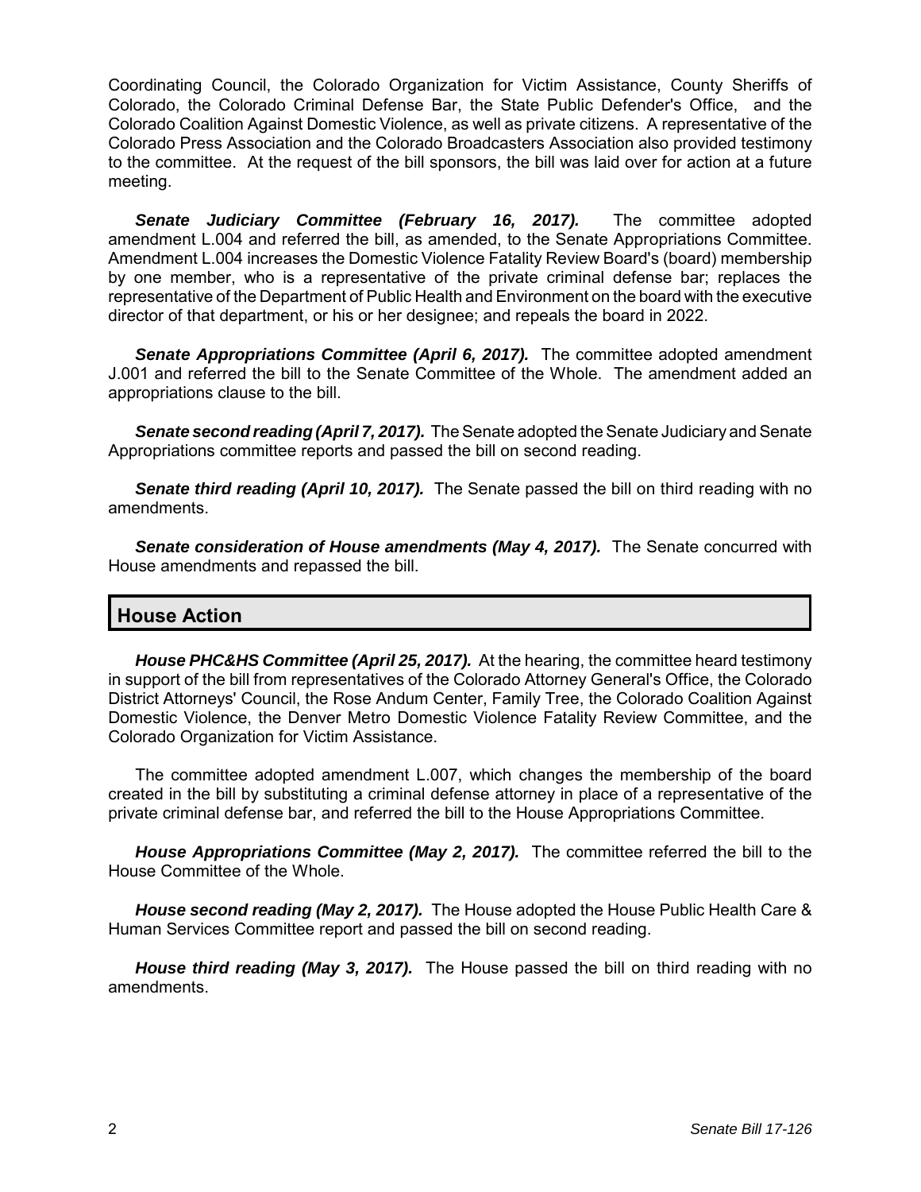Coordinating Council, the Colorado Organization for Victim Assistance, County Sheriffs of Colorado, the Colorado Criminal Defense Bar, the State Public Defender's Office, and the Colorado Coalition Against Domestic Violence, as well as private citizens. A representative of the Colorado Press Association and the Colorado Broadcasters Association also provided testimony to the committee. At the request of the bill sponsors, the bill was laid over for action at a future meeting.

***Senate Judiciary Committee (February 16, 2017).*** The committee adopted amendment L.004 and referred the bill, as amended, to the Senate Appropriations Committee. Amendment L.004 increases the Domestic Violence Fatality Review Board's (board) membership by one member, who is a representative of the private criminal defense bar; replaces the representative of the Department of Public Health and Environment on the board with the executive director of that department, or his or her designee; and repeals the board in 2022.

***Senate Appropriations Committee (April 6, 2017).*** The committee adopted amendment J.001 and referred the bill to the Senate Committee of the Whole. The amendment added an appropriations clause to the bill.

***Senate second reading (April 7, 2017).*** The Senate adopted the Senate Judiciary and Senate Appropriations committee reports and passed the bill on second reading.

***Senate third reading (April 10, 2017).*** The Senate passed the bill on third reading with no amendments.

***Senate consideration of House amendments (May 4, 2017).*** The Senate concurred with House amendments and repassed the bill.

## House Action

***House PHC&HS Committee (April 25, 2017).*** At the hearing, the committee heard testimony in support of the bill from representatives of the Colorado Attorney General's Office, the Colorado District Attorneys' Council, the Rose Andum Center, Family Tree, the Colorado Coalition Against Domestic Violence, the Denver Metro Domestic Violence Fatality Review Committee, and the Colorado Organization for Victim Assistance.

The committee adopted amendment L.007, which changes the membership of the board created in the bill by substituting a criminal defense attorney in place of a representative of the private criminal defense bar, and referred the bill to the House Appropriations Committee.

***House Appropriations Committee (May 2, 2017).*** The committee referred the bill to the House Committee of the Whole.

***House second reading (May 2, 2017).*** The House adopted the House Public Health Care & Human Services Committee report and passed the bill on second reading.

***House third reading (May 3, 2017).*** The House passed the bill on third reading with no amendments.